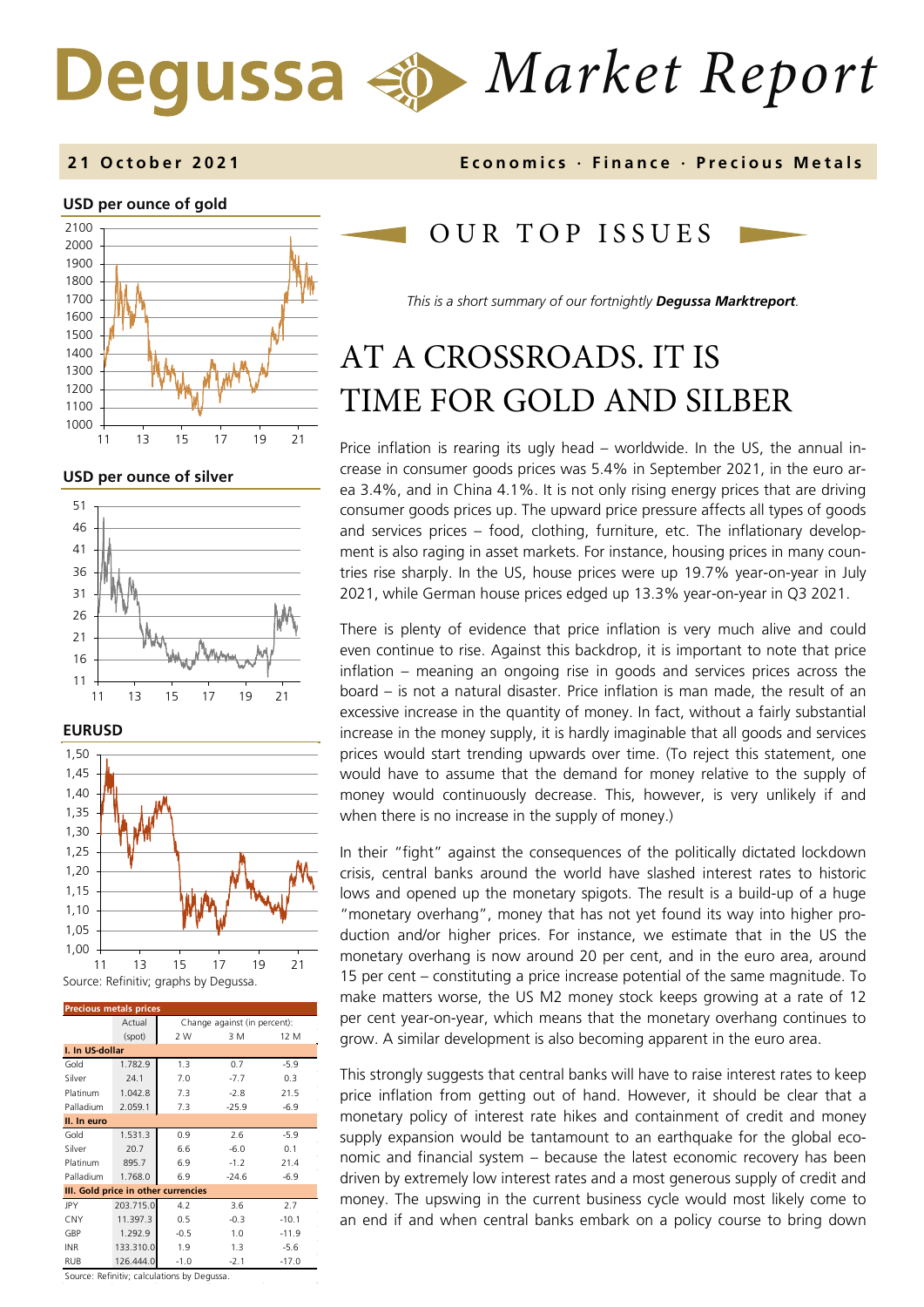# Degussa Market Report

**21 October 2021** — **Economics · Finance · Precious Metals**

**USD per ounce of gold**

**USD per ounce of silver**

**EURUSD**

Source: Refinitiv; graphs by Degussa.

| Precious metals prices | Actual (spot) | Change against (in percent): 2 W | 3 M | 12 M |
|---|---|---|---|---|
| **I. In US-dollar** | | | | |
| Gold | 1.782.9 | 1.3 | 0.7 | -5.9 |
| Silver | 24.1 | 7.0 | -7.7 | 0.3 |
| Platinum | 1.042.8 | 7.3 | -2.8 | 21.5 |
| Palladium | 2.059.1 | 7.3 | -25.9 | -6.9 |
| **II. In euro** | | | | |
| Gold | 1.531.3 | 0.9 | 2.6 | -5.9 |
| Silver | 20.7 | 6.6 | -6.0 | 0.1 |
| Platinum | 895.7 | 6.9 | -1.2 | 21.4 |
| Palladium | 1.768.0 | 6.9 | -24.6 | -6.9 |
| **III. Gold price in other currencies** | | | | |
| JPY | 203.715.0 | 4.2 | 3.6 | 2.7 |
| CNY | 11.397.3 | 0.5 | -0.3 | -10.1 |
| GBP | 1.292.9 | -0.5 | 1.0 | -11.9 |
| INR | 133.310.0 | 1.9 | 1.3 | -5.6 |
| RUB | 126.444.0 | -1.0 | -2.1 | -17.0 |

Source: Refinitiv; calculations by Degussa.

## OUR TOP ISSUES

*This is a short summary of our fortnightly **Degussa Marktreport**.*

# AT A CROSSROADS. IT IS TIME FOR GOLD AND SILBER

Price inflation is rearing its ugly head – worldwide. In the US, the annual increase in consumer goods prices was 5.4% in September 2021, in the euro area 3.4%, and in China 4.1%. It is not only rising energy prices that are driving consumer goods prices up. The upward price pressure affects all types of goods and services prices – food, clothing, furniture, etc. The inflationary development is also raging in asset markets. For instance, housing prices in many countries rise sharply. In the US, house prices were up 19.7% year-on-year in July 2021, while German house prices edged up 13.3% year-on-year in Q3 2021.

There is plenty of evidence that price inflation is very much alive and could even continue to rise. Against this backdrop, it is important to note that price inflation – meaning an ongoing rise in goods and services prices across the board – is not a natural disaster. Price inflation is man made, the result of an excessive increase in the quantity of money. In fact, without a fairly substantial increase in the money supply, it is hardly imaginable that all goods and services prices would start trending upwards over time. (To reject this statement, one would have to assume that the demand for money relative to the supply of money would continuously decrease. This, however, is very unlikely if and when there is no increase in the supply of money.)

In their "fight" against the consequences of the politically dictated lockdown crisis, central banks around the world have slashed interest rates to historic lows and opened up the monetary spigots. The result is a build-up of a huge "monetary overhang", money that has not yet found its way into higher production and/or higher prices. For instance, we estimate that in the US the monetary overhang is now around 20 per cent, and in the euro area, around 15 per cent – constituting a price increase potential of the same magnitude. To make matters worse, the US M2 money stock keeps growing at a rate of 12 per cent year-on-year, which means that the monetary overhang continues to grow. A similar development is also becoming apparent in the euro area.

This strongly suggests that central banks will have to raise interest rates to keep price inflation from getting out of hand. However, it should be clear that a monetary policy of interest rate hikes and containment of credit and money supply expansion would be tantamount to an earthquake for the global economic and financial system – because the latest economic recovery has been driven by extremely low interest rates and a most generous supply of credit and money. The upswing in the current business cycle would most likely come to an end if and when central banks embark on a policy course to bring down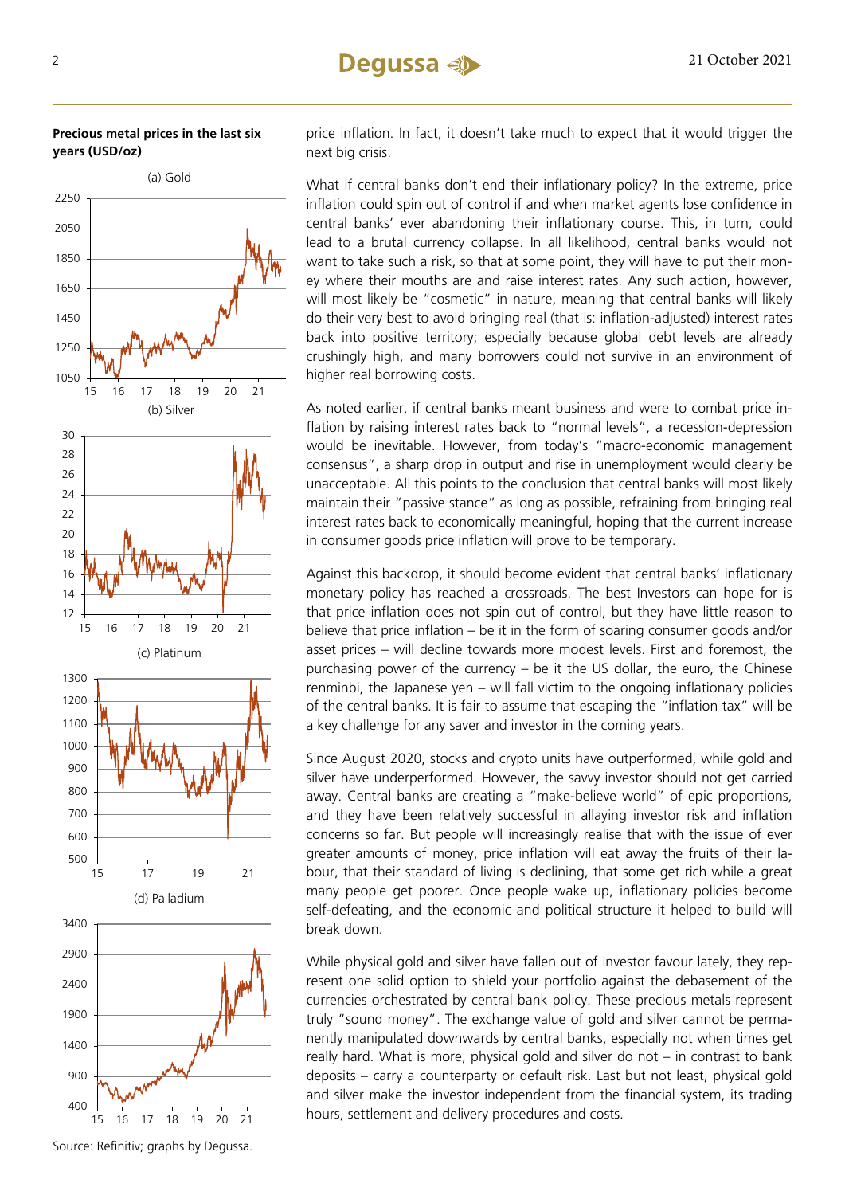**Precious metal prices in the last six years (USD/oz)**

(a) Gold

(b) Silver

(c) Platinum

(d) Palladium

Source: Refinitiv; graphs by Degussa.

price inflation. In fact, it doesn't take much to expect that it would trigger the next big crisis.

What if central banks don't end their inflationary policy? In the extreme, price inflation could spin out of control if and when market agents lose confidence in central banks' ever abandoning their inflationary course. This, in turn, could lead to a brutal currency collapse. In all likelihood, central banks would not want to take such a risk, so that at some point, they will have to put their money where their mouths are and raise interest rates. Any such action, however, will most likely be "cosmetic" in nature, meaning that central banks will likely do their very best to avoid bringing real (that is: inflation-adjusted) interest rates back into positive territory; especially because global debt levels are already crushingly high, and many borrowers could not survive in an environment of higher real borrowing costs.

As noted earlier, if central banks meant business and were to combat price inflation by raising interest rates back to "normal levels", a recession-depression would be inevitable. However, from today's "macro-economic management consensus", a sharp drop in output and rise in unemployment would clearly be unacceptable. All this points to the conclusion that central banks will most likely maintain their "passive stance" as long as possible, refraining from bringing real interest rates back to economically meaningful, hoping that the current increase in consumer goods price inflation will prove to be temporary.

Against this backdrop, it should become evident that central banks' inflationary monetary policy has reached a crossroads. The best Investors can hope for is that price inflation does not spin out of control, but they have little reason to believe that price inflation – be it in the form of soaring consumer goods and/or asset prices – will decline towards more modest levels. First and foremost, the purchasing power of the currency – be it the US dollar, the euro, the Chinese renminbi, the Japanese yen – will fall victim to the ongoing inflationary policies of the central banks. It is fair to assume that escaping the "inflation tax" will be a key challenge for any saver and investor in the coming years.

Since August 2020, stocks and crypto units have outperformed, while gold and silver have underperformed. However, the savvy investor should not get carried away. Central banks are creating a "make-believe world" of epic proportions, and they have been relatively successful in allaying investor risk and inflation concerns so far. But people will increasingly realise that with the issue of ever greater amounts of money, price inflation will eat away the fruits of their labour, that their standard of living is declining, that some get rich while a great many people get poorer. Once people wake up, inflationary policies become self-defeating, and the economic and political structure it helped to build will break down.

While physical gold and silver have fallen out of investor favour lately, they represent one solid option to shield your portfolio against the debasement of the currencies orchestrated by central bank policy. These precious metals represent truly "sound money". The exchange value of gold and silver cannot be permanently manipulated downwards by central banks, especially not when times get really hard. What is more, physical gold and silver do not – in contrast to bank deposits – carry a counterparty or default risk. Last but not least, physical gold and silver make the investor independent from the financial system, its trading hours, settlement and delivery procedures and costs.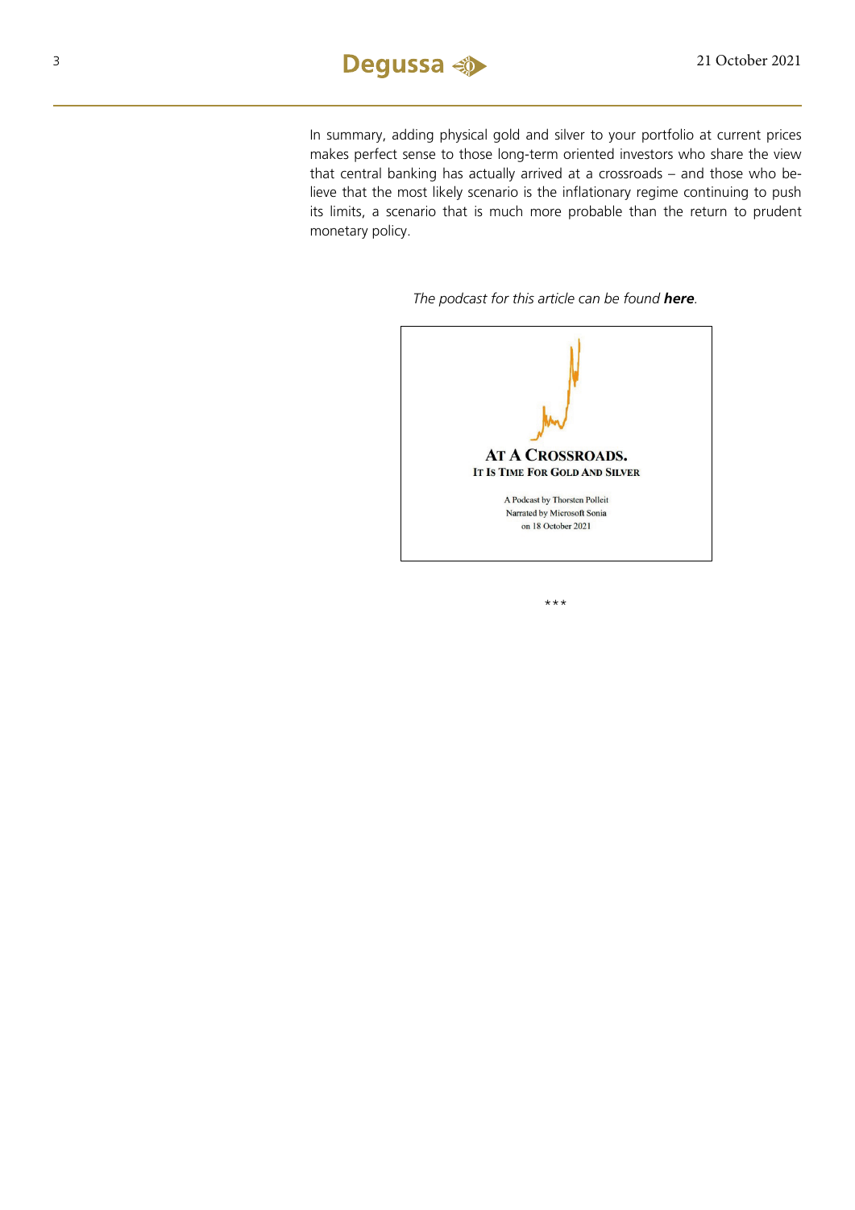In summary, adding physical gold and silver to your portfolio at current prices makes perfect sense to those long-term oriented investors who share the view that central banking has actually arrived at a crossroads – and those who believe that the most likely scenario is the inflationary regime continuing to push its limits, a scenario that is much more probable than the return to prudent monetary policy.

*The podcast for this article can be found **here**.*

**AT A CROSSROADS.**
**IT IS TIME FOR GOLD AND SILVER**

A Podcast by Thorsten Polleit
Narrated by Microsoft Sonia
on 18 October 2021

\*\*\*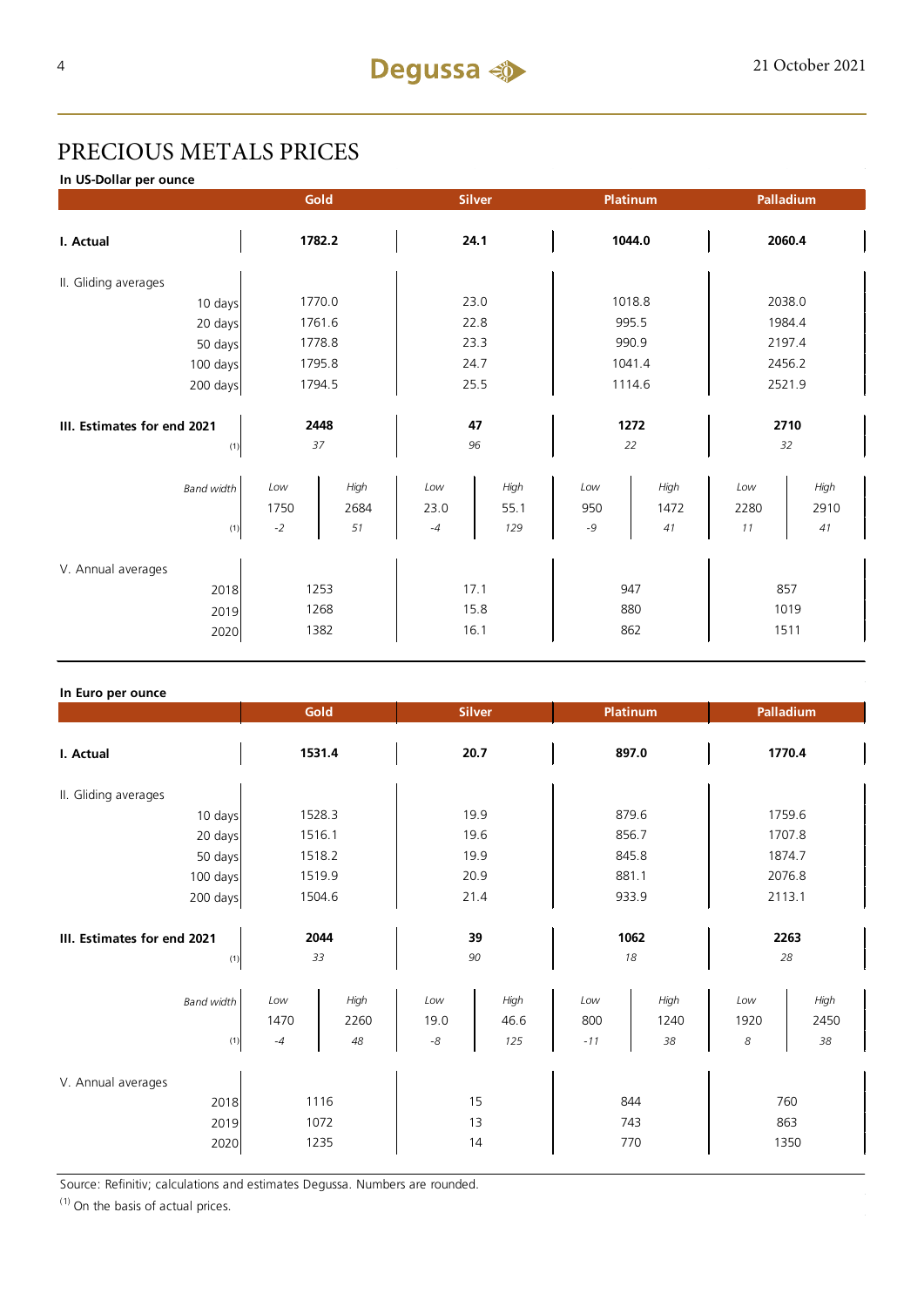# PRECIOUS METALS PRICES

**In US-Dollar per ounce**

| | Gold | | Silver | | Platinum | | Palladium | |
|---|---|---|---|---|---|---|---|---|
| **I. Actual** | **1782.2** | | **24.1** | | **1044.0** | | **2060.4** | |
| II. Gliding averages | | | | | | | | |
| 10 days | 1770.0 | | 23.0 | | 1018.8 | | 2038.0 | |
| 20 days | 1761.6 | | 22.8 | | 995.5 | | 1984.4 | |
| 50 days | 1778.8 | | 23.3 | | 990.9 | | 2197.4 | |
| 100 days | 1795.8 | | 24.7 | | 1041.4 | | 2456.2 | |
| 200 days | 1794.5 | | 25.5 | | 1114.6 | | 2521.9 | |
| **III. Estimates for end 2021** | **2448** | | **47** | | **1272** | | **2710** | |
| (1) | *37* | | *96* | | *22* | | *32* | |
| *Band width* | *Low* | *High* | *Low* | *High* | *Low* | *High* | *Low* | *High* |
| | 1750 | 2684 | 23.0 | 55.1 | 950 | 1472 | 2280 | 2910 |
| (1) | *-2* | *51* | *-4* | *129* | *-9* | *41* | *11* | *41* |
| V. Annual averages | | | | | | | | |
| 2018 | 1253 | | 17.1 | | 947 | | 857 | |
| 2019 | 1268 | | 15.8 | | 880 | | 1019 | |
| 2020 | 1382 | | 16.1 | | 862 | | 1511 | |

**In Euro per ounce**

| | Gold | | Silver | | Platinum | | Palladium | |
|---|---|---|---|---|---|---|---|---|
| **I. Actual** | **1531.4** | | **20.7** | | **897.0** | | **1770.4** | |
| II. Gliding averages | | | | | | | | |
| 10 days | 1528.3 | | 19.9 | | 879.6 | | 1759.6 | |
| 20 days | 1516.1 | | 19.6 | | 856.7 | | 1707.8 | |
| 50 days | 1518.2 | | 19.9 | | 845.8 | | 1874.7 | |
| 100 days | 1519.9 | | 20.9 | | 881.1 | | 2076.8 | |
| 200 days | 1504.6 | | 21.4 | | 933.9 | | 2113.1 | |
| **III. Estimates for end 2021** | **2044** | | **39** | | **1062** | | **2263** | |
| (1) | *33* | | *90* | | *18* | | *28* | |
| *Band width* | *Low* | *High* | *Low* | *High* | *Low* | *High* | *Low* | *High* |
| | 1470 | 2260 | 19.0 | 46.6 | 800 | 1240 | 1920 | 2450 |
| (1) | *-4* | *48* | *-8* | *125* | *-11* | *38* | *8* | *38* |
| V. Annual averages | | | | | | | | |
| 2018 | 1116 | | 15 | | 844 | | 760 | |
| 2019 | 1072 | | 13 | | 743 | | 863 | |
| 2020 | 1235 | | 14 | | 770 | | 1350 | |

Source: Refinitiv; calculations and estimates Degussa. Numbers are rounded.

(1) On the basis of actual prices.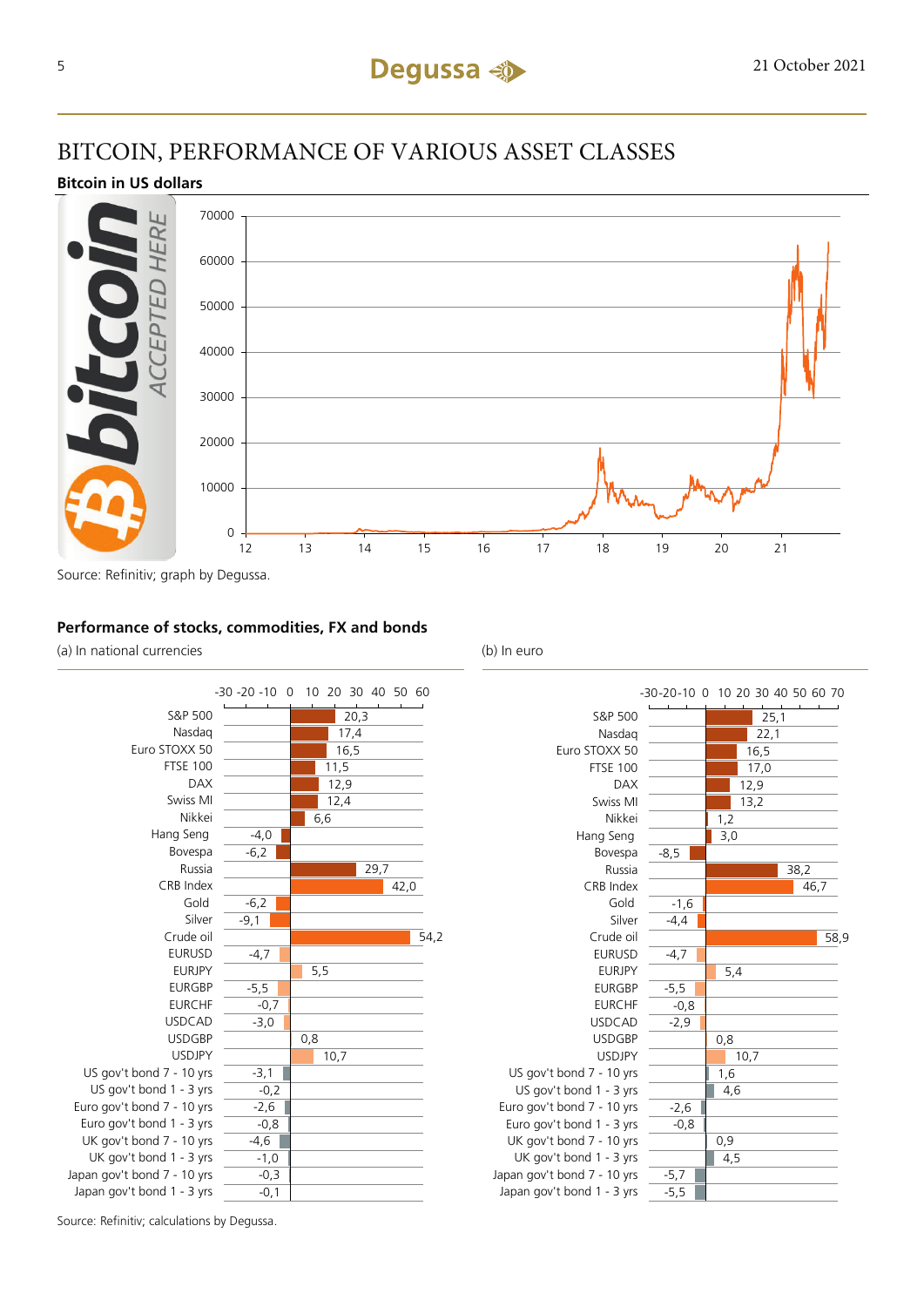# BITCOIN, PERFORMANCE OF VARIOUS ASSET CLASSES

**Bitcoin in US dollars**

Source: Refinitiv; graph by Degussa.

**Performance of stocks, commodities, FX and bonds**

| | (a) In national currencies | (b) In euro |
|---|---|---|
| S&P 500 | 20,3 | 25,1 |
| Nasdaq | 17,4 | 22,1 |
| Euro STOXX 50 | 16,5 | 16,5 |
| FTSE 100 | 11,5 | 17,0 |
| DAX | 12,9 | 12,9 |
| Swiss MI | 12,4 | 13,2 |
| Nikkei | 6,6 | 1,2 |
| Hang Seng | -4,0 | 3,0 |
| Bovespa | -6,2 | -8,5 |
| Russia | 29,7 | 38,2 |
| CRB Index | 42,0 | 46,7 |
| Gold | -6,2 | -1,6 |
| Silver | -9,1 | -4,4 |
| Crude oil | 54,2 | 58,9 |
| EURUSD | -4,7 | -4,7 |
| EURJPY | 5,5 | 5,4 |
| EURGBP | -5,5 | -5,5 |
| EURCHF | -0,7 | -0,8 |
| USDCAD | -3,0 | -2,9 |
| USDGBP | 0,8 | 0,8 |
| USDJPY | 10,7 | 10,7 |
| US gov't bond 7 - 10 yrs | -3,1 | 1,6 |
| US gov't bond 1 - 3 yrs | -0,2 | 4,6 |
| Euro gov't bond 7 - 10 yrs | -2,6 | -2,6 |
| Euro gov't bond 1 - 3 yrs | -0,8 | -0,8 |
| UK gov't bond 7 - 10 yrs | -4,6 | 0,9 |
| UK gov't bond 1 - 3 yrs | -1,0 | 4,5 |
| Japan gov't bond 7 - 10 yrs | -0,3 | -5,7 |
| Japan gov't bond 1 - 3 yrs | -0,1 | -5,5 |

Source: Refinitiv; calculations by Degussa.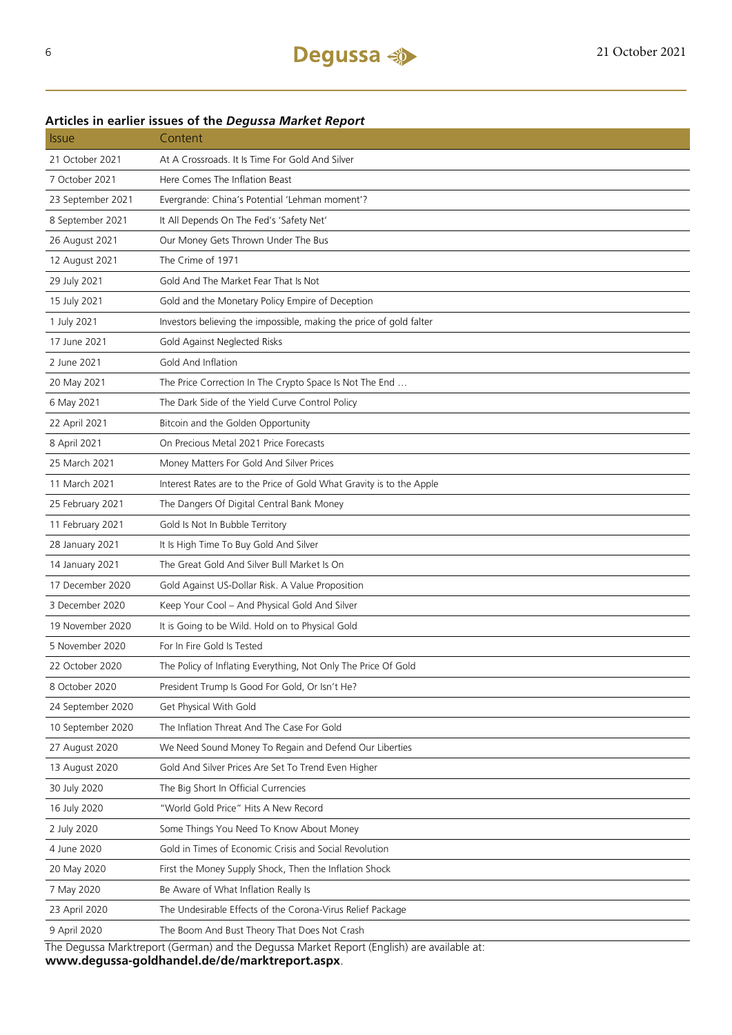### Articles in earlier issues of the *Degussa Market Report*

| Issue | Content |
|---|---|
| 21 October 2021 | At A Crossroads. It Is Time For Gold And Silver |
| 7 October 2021 | Here Comes The Inflation Beast |
| 23 September 2021 | Evergrande: China's Potential 'Lehman moment'? |
| 8 September 2021 | It All Depends On The Fed's 'Safety Net' |
| 26 August 2021 | Our Money Gets Thrown Under The Bus |
| 12 August 2021 | The Crime of 1971 |
| 29 July 2021 | Gold And The Market Fear That Is Not |
| 15 July 2021 | Gold and the Monetary Policy Empire of Deception |
| 1 July 2021 | Investors believing the impossible, making the price of gold falter |
| 17 June 2021 | Gold Against Neglected Risks |
| 2 June 2021 | Gold And Inflation |
| 20 May 2021 | The Price Correction In The Crypto Space Is Not The End … |
| 6 May 2021 | The Dark Side of the Yield Curve Control Policy |
| 22 April 2021 | Bitcoin and the Golden Opportunity |
| 8 April 2021 | On Precious Metal 2021 Price Forecasts |
| 25 March 2021 | Money Matters For Gold And Silver Prices |
| 11 March 2021 | Interest Rates are to the Price of Gold What Gravity is to the Apple |
| 25 February 2021 | The Dangers Of Digital Central Bank Money |
| 11 February 2021 | Gold Is Not In Bubble Territory |
| 28 January 2021 | It Is High Time To Buy Gold And Silver |
| 14 January 2021 | The Great Gold And Silver Bull Market Is On |
| 17 December 2020 | Gold Against US-Dollar Risk. A Value Proposition |
| 3 December 2020 | Keep Your Cool – And Physical Gold And Silver |
| 19 November 2020 | It is Going to be Wild. Hold on to Physical Gold |
| 5 November 2020 | For In Fire Gold Is Tested |
| 22 October 2020 | The Policy of Inflating Everything, Not Only The Price Of Gold |
| 8 October 2020 | President Trump Is Good For Gold, Or Isn't He? |
| 24 September 2020 | Get Physical With Gold |
| 10 September 2020 | The Inflation Threat And The Case For Gold |
| 27 August 2020 | We Need Sound Money To Regain and Defend Our Liberties |
| 13 August 2020 | Gold And Silver Prices Are Set To Trend Even Higher |
| 30 July 2020 | The Big Short In Official Currencies |
| 16 July 2020 | "World Gold Price" Hits A New Record |
| 2 July 2020 | Some Things You Need To Know About Money |
| 4 June 2020 | Gold in Times of Economic Crisis and Social Revolution |
| 20 May 2020 | First the Money Supply Shock, Then the Inflation Shock |
| 7 May 2020 | Be Aware of What Inflation Really Is |
| 23 April 2020 | The Undesirable Effects of the Corona-Virus Relief Package |
| 9 April 2020 | The Boom And Bust Theory That Does Not Crash |

The Degussa Marktreport (German) and the Degussa Market Report (English) are available at:
**www.degussa-goldhandel.de/de/marktreport.aspx**.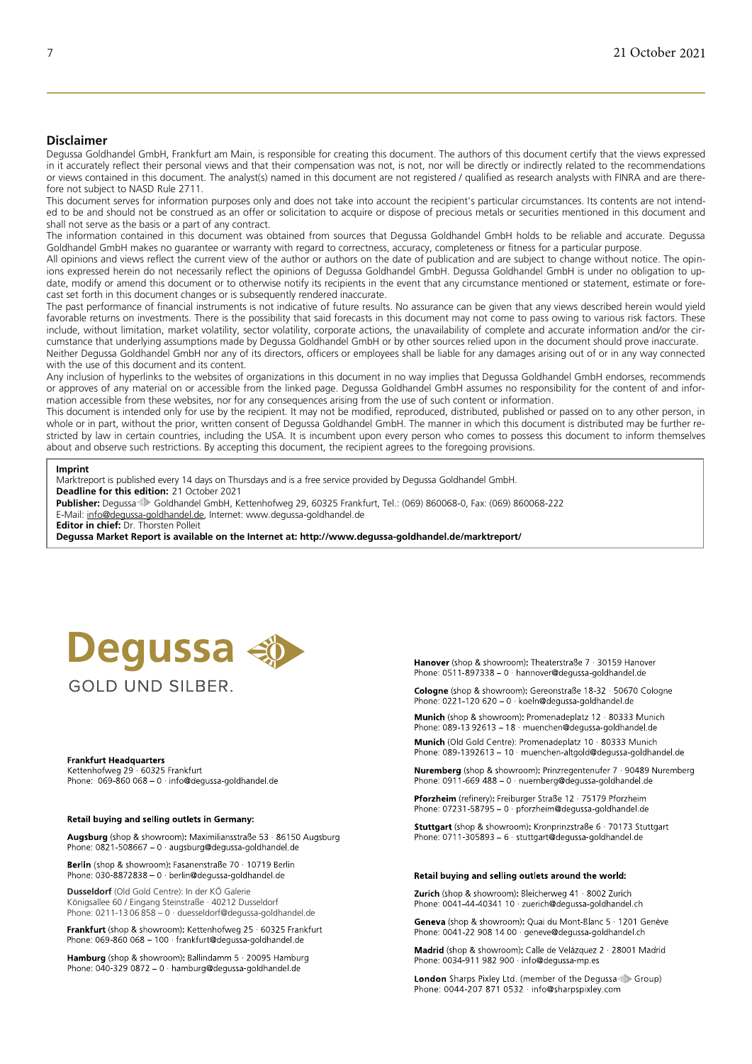## Disclaimer

Degussa Goldhandel GmbH, Frankfurt am Main, is responsible for creating this document. The authors of this document certify that the views expressed in it accurately reflect their personal views and that their compensation was not, is not, nor will be directly or indirectly related to the recommendations or views contained in this document. The analyst(s) named in this document are not registered / qualified as research analysts with FINRA and are therefore not subject to NASD Rule 2711.

This document serves for information purposes only and does not take into account the recipient's particular circumstances. Its contents are not intended to be and should not be construed as an offer or solicitation to acquire or dispose of precious metals or securities mentioned in this document and shall not serve as the basis or a part of any contract.

The information contained in this document was obtained from sources that Degussa Goldhandel GmbH holds to be reliable and accurate. Degussa Goldhandel GmbH makes no guarantee or warranty with regard to correctness, accuracy, completeness or fitness for a particular purpose.

All opinions and views reflect the current view of the author or authors on the date of publication and are subject to change without notice. The opinions expressed herein do not necessarily reflect the opinions of Degussa Goldhandel GmbH. Degussa Goldhandel GmbH is under no obligation to update, modify or amend this document or to otherwise notify its recipients in the event that any circumstance mentioned or statement, estimate or forecast set forth in this document changes or is subsequently rendered inaccurate.

The past performance of financial instruments is not indicative of future results. No assurance can be given that any views described herein would yield favorable returns on investments. There is the possibility that said forecasts in this document may not come to pass owing to various risk factors. These include, without limitation, market volatility, sector volatility, corporate actions, the unavailability of complete and accurate information and/or the circumstance that underlying assumptions made by Degussa Goldhandel GmbH or by other sources relied upon in the document should prove inaccurate.

Neither Degussa Goldhandel GmbH nor any of its directors, officers or employees shall be liable for any damages arising out of or in any way connected with the use of this document and its content.

Any inclusion of hyperlinks to the websites of organizations in this document in no way implies that Degussa Goldhandel GmbH endorses, recommends or approves of any material on or accessible from the linked page. Degussa Goldhandel GmbH assumes no responsibility for the content of and information accessible from these websites, nor for any consequences arising from the use of such content or information.

This document is intended only for use by the recipient. It may not be modified, reproduced, distributed, published or passed on to any other person, in whole or in part, without the prior, written consent of Degussa Goldhandel GmbH. The manner in which this document is distributed may be further restricted by law in certain countries, including the USA. It is incumbent upon every person who comes to possess this document to inform themselves about and observe such restrictions. By accepting this document, the recipient agrees to the foregoing provisions.

**Imprint**

Marktreport is published every 14 days on Thursdays and is a free service provided by Degussa Goldhandel GmbH.

**Deadline for this edition:** 21 October 2021

**Publisher:** Degussa Goldhandel GmbH, Kettenhofweg 29, 60325 Frankfurt, Tel.: (069) 860068-0, Fax: (069) 860068-222

E-Mail: info@degussa-goldhandel.de, Internet: www.degussa-goldhandel.de

**Editor in chief:** Dr. Thorsten Polleit

**Degussa Market Report is available on the Internet at: http://www.degussa-goldhandel.de/marktreport/**

**Degussa**

GOLD UND SILBER.

**Frankfurt Headquarters**
Kettenhofweg 29 · 60325 Frankfurt
Phone: 069-860 068 – 0 · info@degussa-goldhandel.de

**Retail buying and selling outlets in Germany:**

**Augsburg** (shop & showroom)**:** Maximiliansstraße 53 · 86150 Augsburg
Phone: 0821-508667 – 0 · augsburg@degussa-goldhandel.de

**Berlin** (shop & showroom)**:** Fasanenstraße 70 · 10719 Berlin
Phone: 030-8872838 – 0 · berlin@degussa-goldhandel.de

**Dusseldorf** (Old Gold Centre): In der KÖ Galerie
Königsallee 60 / Eingang Steinstraße · 40212 Dusseldorf
Phone: 0211-13 06 858 – 0 · duesseldorf@degussa-goldhandel.de

**Frankfurt** (shop & showroom)**:** Kettenhofweg 25 · 60325 Frankfurt
Phone: 069-860 068 – 100 · frankfurt@degussa-goldhandel.de

**Hamburg** (shop & showroom)**:** Ballindamm 5 · 20095 Hamburg
Phone: 040-329 0872 – 0 · hamburg@degussa-goldhandel.de

**Hanover** (shop & showroom)**:** Theaterstraße 7 · 30159 Hanover
Phone: 0511-897338 – 0 · hannover@degussa-goldhandel.de

**Cologne** (shop & showroom)**:** Gereonstraße 18-32 · 50670 Cologne
Phone: 0221-120 620 – 0 · koeln@degussa-goldhandel.de

**Munich** (shop & showroom)**:** Promenadeplatz 12 · 80333 Munich
Phone: 089-13 92613 – 18 · muenchen@degussa-goldhandel.de

**Munich** (Old Gold Centre)**:** Promenadeplatz 10 · 80333 Munich
Phone: 089-1392613 – 10 · muenchen-altgold@degussa-goldhandel.de

**Nuremberg** (shop & showroom)**:** Prinzregentenufer 7 · 90489 Nuremberg
Phone: 0911-669 488 – 0 · nuernberg@degussa-goldhandel.de

**Pforzheim** (refinery)**:** Freiburger Straße 12 · 75179 Pforzheim
Phone: 07231-58795 – 0 · pforzheim@degussa-goldhandel.de

**Stuttgart** (shop & showroom)**:** Kronprinzstraße 6 · 70173 Stuttgart
Phone: 0711-305893 – 6 · stuttgart@degussa-goldhandel.de

**Retail buying and selling outlets around the world:**

**Zurich** (shop & showroom)**:** Bleicherweg 41 · 8002 Zurich
Phone: 0041-44-40341 10 · zuerich@degussa-goldhandel.ch

**Geneva** (shop & showroom)**:** Quai du Mont-Blanc 5 · 1201 Genève
Phone: 0041-22 908 14 00 · geneve@degussa-goldhandel.ch

**Madrid** (shop & showroom)**:** Calle de Velázquez 2 · 28001 Madrid
Phone: 0034-911 982 900 · info@degussa-mp.es

**London** Sharps Pixley Ltd. (member of the Degussa Group)
Phone: 0044-207 871 0532 · info@sharpspixley.com